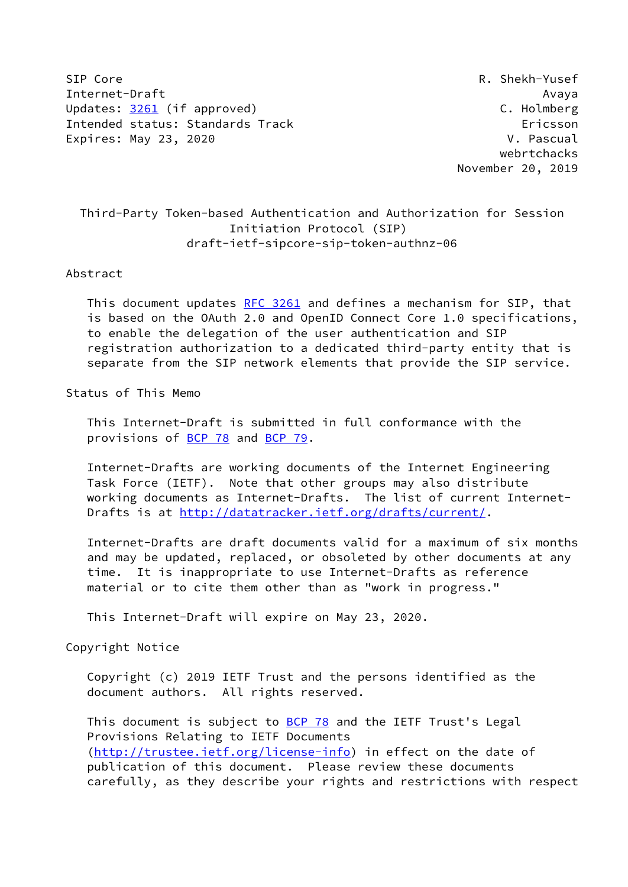SIP Core R. Shekh-Yusef
Internet-Draft Avaya
Updates: 3261 (if approved) C. Holmberg
Intended status: Standards Track Ericsson
Expires: May 23, 2020 V. Pascual
webrtchacks
November 20, 2019

# Third-Party Token-based Authentication and Authorization for Session Initiation Protocol (SIP)

draft-ietf-sipcore-sip-token-authnz-06

## Abstract

This document updates RFC 3261 and defines a mechanism for SIP, that is based on the OAuth 2.0 and OpenID Connect Core 1.0 specifications, to enable the delegation of the user authentication and SIP registration authorization to a dedicated third-party entity that is separate from the SIP network elements that provide the SIP service.

## Status of This Memo

This Internet-Draft is submitted in full conformance with the provisions of BCP 78 and BCP 79.

Internet-Drafts are working documents of the Internet Engineering Task Force (IETF). Note that other groups may also distribute working documents as Internet-Drafts. The list of current Internet-Drafts is at http://datatracker.ietf.org/drafts/current/.

Internet-Drafts are draft documents valid for a maximum of six months and may be updated, replaced, or obsoleted by other documents at any time. It is inappropriate to use Internet-Drafts as reference material or to cite them other than as "work in progress."

This Internet-Draft will expire on May 23, 2020.

## Copyright Notice

Copyright (c) 2019 IETF Trust and the persons identified as the document authors. All rights reserved.

This document is subject to BCP 78 and the IETF Trust's Legal Provisions Relating to IETF Documents (http://trustee.ietf.org/license-info) in effect on the date of publication of this document. Please review these documents carefully, as they describe your rights and restrictions with respect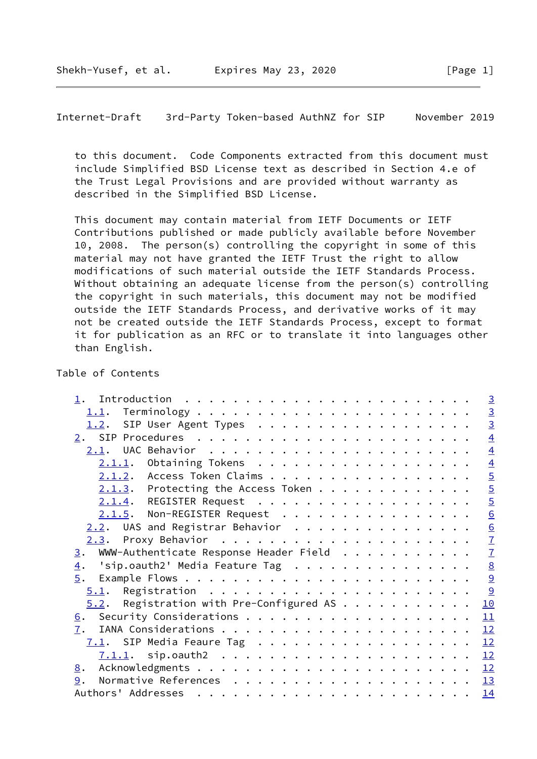to this document. Code Components extracted from this document must include Simplified BSD License text as described in Section 4.e of the Trust Legal Provisions and are provided without warranty as described in the Simplified BSD License.

This document may contain material from IETF Documents or IETF Contributions published or made publicly available before November 10, 2008. The person(s) controlling the copyright in some of this material may not have granted the IETF Trust the right to allow modifications of such material outside the IETF Standards Process. Without obtaining an adequate license from the person(s) controlling the copyright in such materials, this document may not be modified outside the IETF Standards Process, and derivative works of it may not be created outside the IETF Standards Process, except to format it for publication as an RFC or to translate it into languages other than English.

Table of Contents

```
   1.  Introduction  . . . . . . . . . . . . . . . . . . . . . . . .   3
     1.1.  Terminology . . . . . . . . . . . . . . . . . . . . . . .   3
     1.2.  SIP User Agent Types  . . . . . . . . . . . . . . . . . .   3
   2.  SIP Procedures  . . . . . . . . . . . . . . . . . . . . . . .   4
     2.1.  UAC Behavior  . . . . . . . . . . . . . . . . . . . . . .   4
       2.1.1.  Obtaining Tokens  . . . . . . . . . . . . . . . . . .   4
       2.1.2.  Access Token Claims . . . . . . . . . . . . . . . . .   5
       2.1.3.  Protecting the Access Token . . . . . . . . . . . . .   5
       2.1.4.  REGISTER Request  . . . . . . . . . . . . . . . . . .   5
       2.1.5.  Non-REGISTER Request  . . . . . . . . . . . . . . . .   6
     2.2.  UAS and Registrar Behavior  . . . . . . . . . . . . . . .   6
     2.3.  Proxy Behavior  . . . . . . . . . . . . . . . . . . . . .   7
   3.  WWW-Authenticate Response Header Field  . . . . . . . . . . .   7
   4.  'sip.oauth2' Media Feature Tag  . . . . . . . . . . . . . . .   8
   5.  Example Flows . . . . . . . . . . . . . . . . . . . . . . . .   9
     5.1.  Registration  . . . . . . . . . . . . . . . . . . . . . .   9
     5.2.  Registration with Pre-Configured AS . . . . . . . . . . .  10
   6.  Security Considerations . . . . . . . . . . . . . . . . . . .  11
   7.  IANA Considerations . . . . . . . . . . . . . . . . . . . . .  12
     7.1.  SIP Media Feaure Tag  . . . . . . . . . . . . . . . . . .  12
       7.1.1.  sip.oauth2  . . . . . . . . . . . . . . . . . . . . .  12
   8.  Acknowledgments . . . . . . . . . . . . . . . . . . . . . . .  12
   9.  Normative References  . . . . . . . . . . . . . . . . . . . .  13
   Authors' Addresses  . . . . . . . . . . . . . . . . . . . . . . .  14
```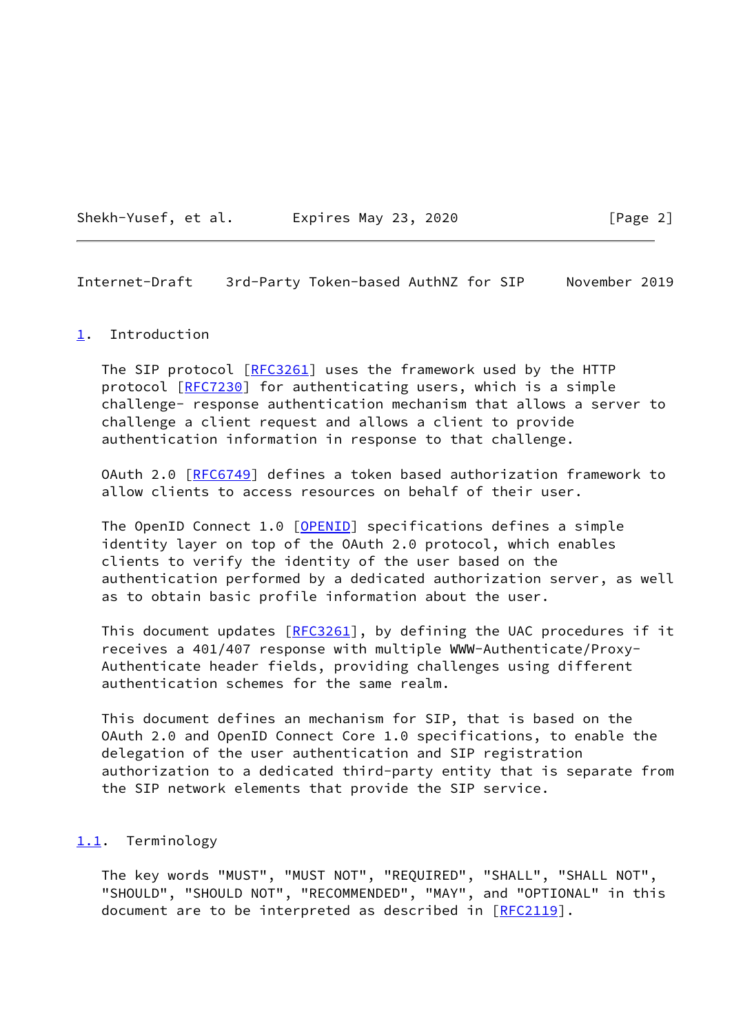## 1. Introduction

The SIP protocol [RFC3261] uses the framework used by the HTTP protocol [RFC7230] for authenticating users, which is a simple challenge- response authentication mechanism that allows a server to challenge a client request and allows a client to provide authentication information in response to that challenge.

OAuth 2.0 [RFC6749] defines a token based authorization framework to allow clients to access resources on behalf of their user.

The OpenID Connect 1.0 [OPENID] specifications defines a simple identity layer on top of the OAuth 2.0 protocol, which enables clients to verify the identity of the user based on the authentication performed by a dedicated authorization server, as well as to obtain basic profile information about the user.

This document updates [RFC3261], by defining the UAC procedures if it receives a 401/407 response with multiple WWW-Authenticate/Proxy-Authenticate header fields, providing challenges using different authentication schemes for the same realm.

This document defines an mechanism for SIP, that is based on the OAuth 2.0 and OpenID Connect Core 1.0 specifications, to enable the delegation of the user authentication and SIP registration authorization to a dedicated third-party entity that is separate from the SIP network elements that provide the SIP service.

### 1.1. Terminology

The key words "MUST", "MUST NOT", "REQUIRED", "SHALL", "SHALL NOT", "SHOULD", "SHOULD NOT", "RECOMMENDED", "MAY", and "OPTIONAL" in this document are to be interpreted as described in [RFC2119].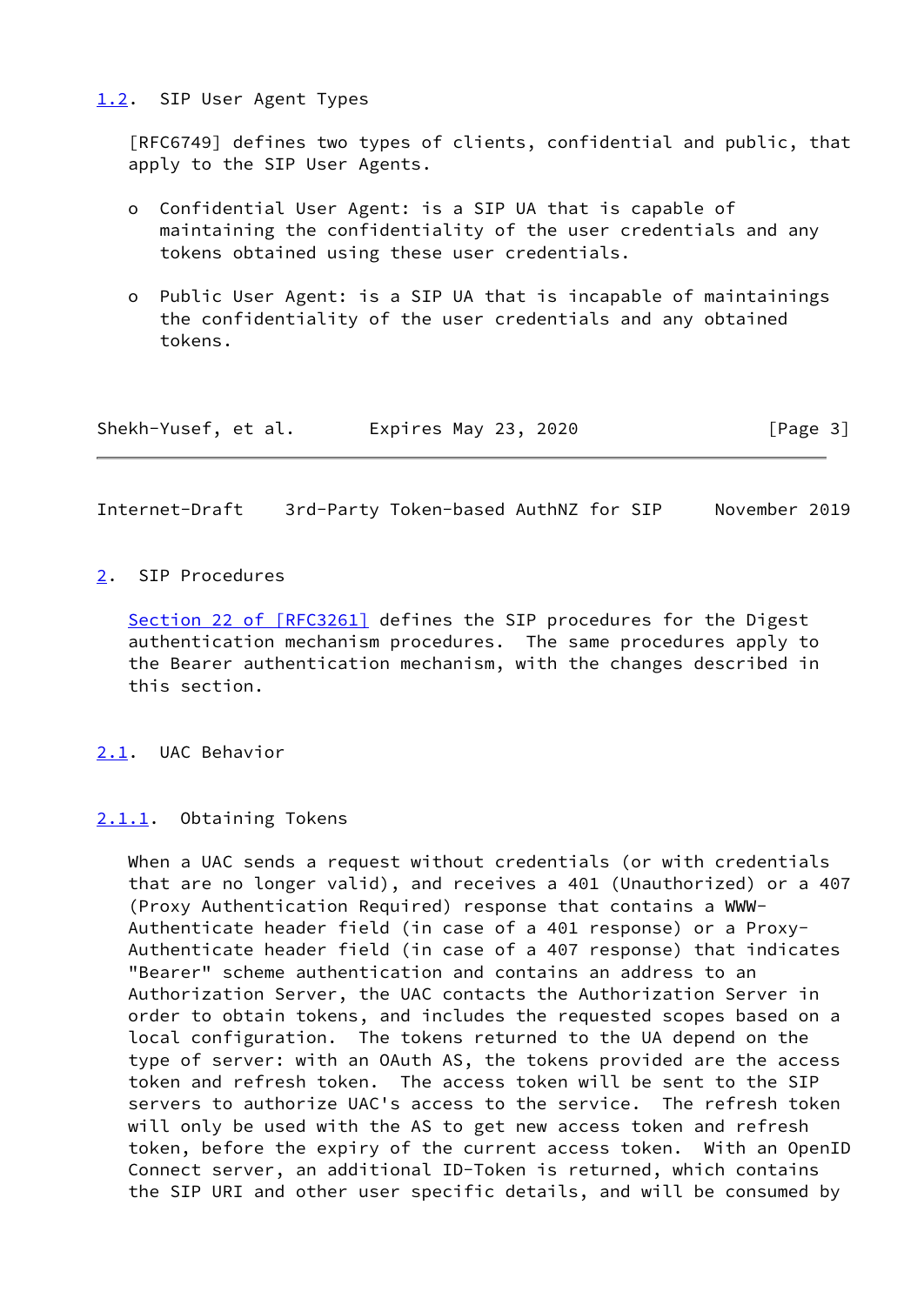### 1.2. SIP User Agent Types

[RFC6749] defines two types of clients, confidential and public, that apply to the SIP User Agents.

- Confidential User Agent: is a SIP UA that is capable of maintaining the confidentiality of the user credentials and any tokens obtained using these user credentials.

- Public User Agent: is a SIP UA that is incapable of maintainings the confidentiality of the user credentials and any obtained tokens.

## 2. SIP Procedures

Section 22 of [RFC3261] defines the SIP procedures for the Digest authentication mechanism procedures. The same procedures apply to the Bearer authentication mechanism, with the changes described in this section.

### 2.1. UAC Behavior

#### 2.1.1. Obtaining Tokens

When a UAC sends a request without credentials (or with credentials that are no longer valid), and receives a 401 (Unauthorized) or a 407 (Proxy Authentication Required) response that contains a WWW-Authenticate header field (in case of a 401 response) or a Proxy-Authenticate header field (in case of a 407 response) that indicates "Bearer" scheme authentication and contains an address to an Authorization Server, the UAC contacts the Authorization Server in order to obtain tokens, and includes the requested scopes based on a local configuration. The tokens returned to the UA depend on the type of server: with an OAuth AS, the tokens provided are the access token and refresh token. The access token will be sent to the SIP servers to authorize UAC's access to the service. The refresh token will only be used with the AS to get new access token and refresh token, before the expiry of the current access token. With an OpenID Connect server, an additional ID-Token is returned, which contains the SIP URI and other user specific details, and will be consumed by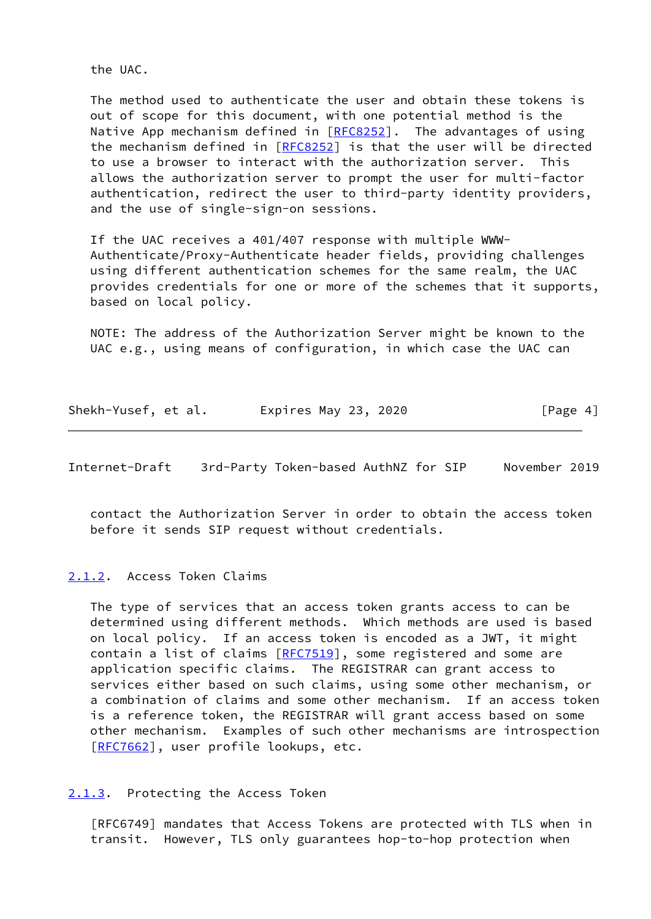the UAC.

The method used to authenticate the user and obtain these tokens is out of scope for this document, with one potential method is the Native App mechanism defined in [RFC8252]. The advantages of using the mechanism defined in [RFC8252] is that the user will be directed to use a browser to interact with the authorization server. This allows the authorization server to prompt the user for multi-factor authentication, redirect the user to third-party identity providers, and the use of single-sign-on sessions.

If the UAC receives a 401/407 response with multiple WWW-Authenticate/Proxy-Authenticate header fields, providing challenges using different authentication schemes for the same realm, the UAC provides credentials for one or more of the schemes that it supports, based on local policy.

NOTE: The address of the Authorization Server might be known to the UAC e.g., using means of configuration, in which case the UAC can contact the Authorization Server in order to obtain the access token before it sends SIP request without credentials.

### 2.1.2. Access Token Claims

The type of services that an access token grants access to can be determined using different methods. Which methods are used is based on local policy. If an access token is encoded as a JWT, it might contain a list of claims [RFC7519], some registered and some are application specific claims. The REGISTRAR can grant access to services either based on such claims, using some other mechanism, or a combination of claims and some other mechanism. If an access token is a reference token, the REGISTRAR will grant access based on some other mechanism. Examples of such other mechanisms are introspection [RFC7662], user profile lookups, etc.

### 2.1.3. Protecting the Access Token

[RFC6749] mandates that Access Tokens are protected with TLS when in transit. However, TLS only guarantees hop-to-hop protection when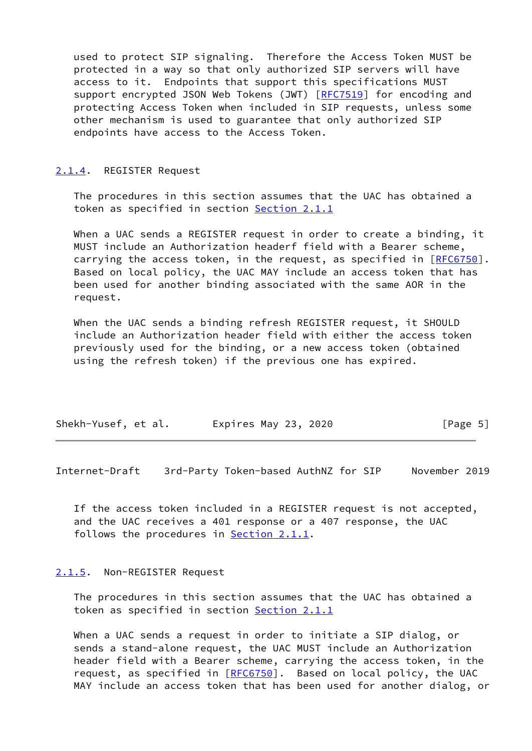used to protect SIP signaling. Therefore the Access Token MUST be protected in a way so that only authorized SIP servers will have access to it. Endpoints that support this specifications MUST support encrypted JSON Web Tokens (JWT) [RFC7519] for encoding and protecting Access Token when included in SIP requests, unless some other mechanism is used to guarantee that only authorized SIP endpoints have access to the Access Token.

### 2.1.4. REGISTER Request

The procedures in this section assumes that the UAC has obtained a token as specified in section Section 2.1.1

When a UAC sends a REGISTER request in order to create a binding, it MUST include an Authorization headerf field with a Bearer scheme, carrying the access token, in the request, as specified in [RFC6750]. Based on local policy, the UAC MAY include an access token that has been used for another binding associated with the same AOR in the request.

When the UAC sends a binding refresh REGISTER request, it SHOULD include an Authorization header field with either the access token previously used for the binding, or a new access token (obtained using the refresh token) if the previous one has expired.

If the access token included in a REGISTER request is not accepted, and the UAC receives a 401 response or a 407 response, the UAC follows the procedures in Section 2.1.1.

### 2.1.5. Non-REGISTER Request

The procedures in this section assumes that the UAC has obtained a token as specified in section Section 2.1.1

When a UAC sends a request in order to initiate a SIP dialog, or sends a stand-alone request, the UAC MUST include an Authorization header field with a Bearer scheme, carrying the access token, in the request, as specified in [RFC6750]. Based on local policy, the UAC MAY include an access token that has been used for another dialog, or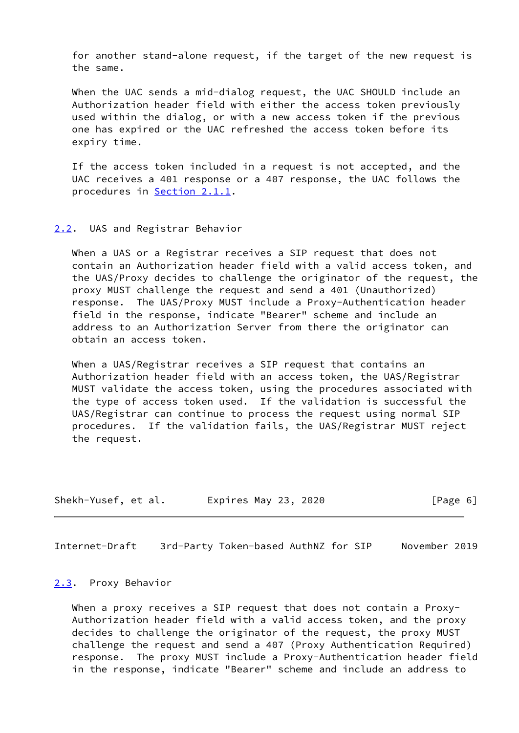for another stand-alone request, if the target of the new request is the same.

When the UAC sends a mid-dialog request, the UAC SHOULD include an Authorization header field with either the access token previously used within the dialog, or with a new access token if the previous one has expired or the UAC refreshed the access token before its expiry time.

If the access token included in a request is not accepted, and the UAC receives a 401 response or a 407 response, the UAC follows the procedures in Section 2.1.1.

## 2.2. UAS and Registrar Behavior

When a UAS or a Registrar receives a SIP request that does not contain an Authorization header field with a valid access token, and the UAS/Proxy decides to challenge the originator of the request, the proxy MUST challenge the request and send a 401 (Unauthorized) response. The UAS/Proxy MUST include a Proxy-Authentication header field in the response, indicate "Bearer" scheme and include an address to an Authorization Server from there the originator can obtain an access token.

When a UAS/Registrar receives a SIP request that contains an Authorization header field with an access token, the UAS/Registrar MUST validate the access token, using the procedures associated with the type of access token used. If the validation is successful the UAS/Registrar can continue to process the request using normal SIP procedures. If the validation fails, the UAS/Registrar MUST reject the request.

## 2.3. Proxy Behavior

When a proxy receives a SIP request that does not contain a Proxy-Authorization header field with a valid access token, and the proxy decides to challenge the originator of the request, the proxy MUST challenge the request and send a 407 (Proxy Authentication Required) response. The proxy MUST include a Proxy-Authentication header field in the response, indicate "Bearer" scheme and include an address to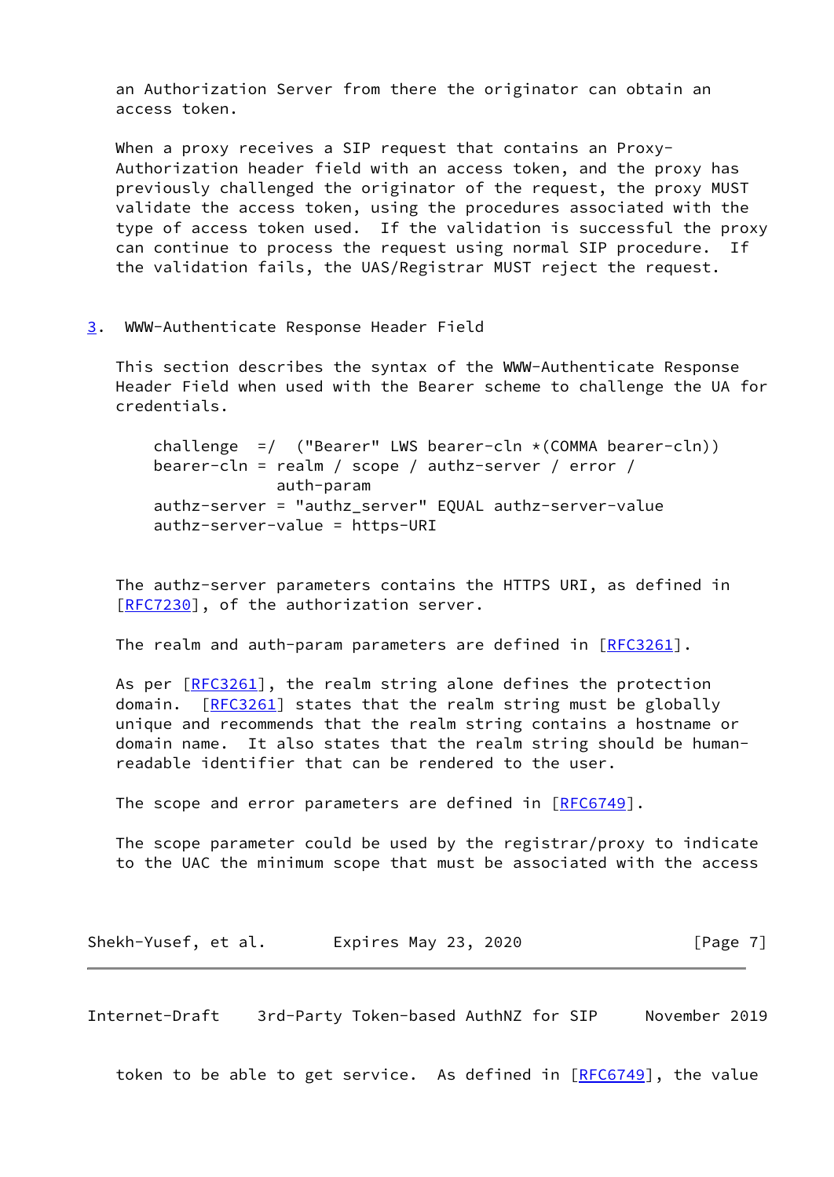an Authorization Server from there the originator can obtain an access token.

When a proxy receives a SIP request that contains an Proxy-Authorization header field with an access token, and the proxy has previously challenged the originator of the request, the proxy MUST validate the access token, using the procedures associated with the type of access token used. If the validation is successful the proxy can continue to process the request using normal SIP procedure. If the validation fails, the UAS/Registrar MUST reject the request.

## 3. WWW-Authenticate Response Header Field

This section describes the syntax of the WWW-Authenticate Response Header Field when used with the Bearer scheme to challenge the UA for credentials.

```
challenge  =/  ("Bearer" LWS bearer-cln *(COMMA bearer-cln))
bearer-cln = realm / scope / authz-server / error /
             auth-param
authz-server = "authz_server" EQUAL authz-server-value
authz-server-value = https-URI
```

The authz-server parameters contains the HTTPS URI, as defined in [RFC7230], of the authorization server.

The realm and auth-param parameters are defined in [RFC3261].

As per [RFC3261], the realm string alone defines the protection domain. [RFC3261] states that the realm string must be globally unique and recommends that the realm string contains a hostname or domain name. It also states that the realm string should be human-readable identifier that can be rendered to the user.

The scope and error parameters are defined in [RFC6749].

The scope parameter could be used by the registrar/proxy to indicate to the UAC the minimum scope that must be associated with the access token to be able to get service. As defined in [RFC6749], the value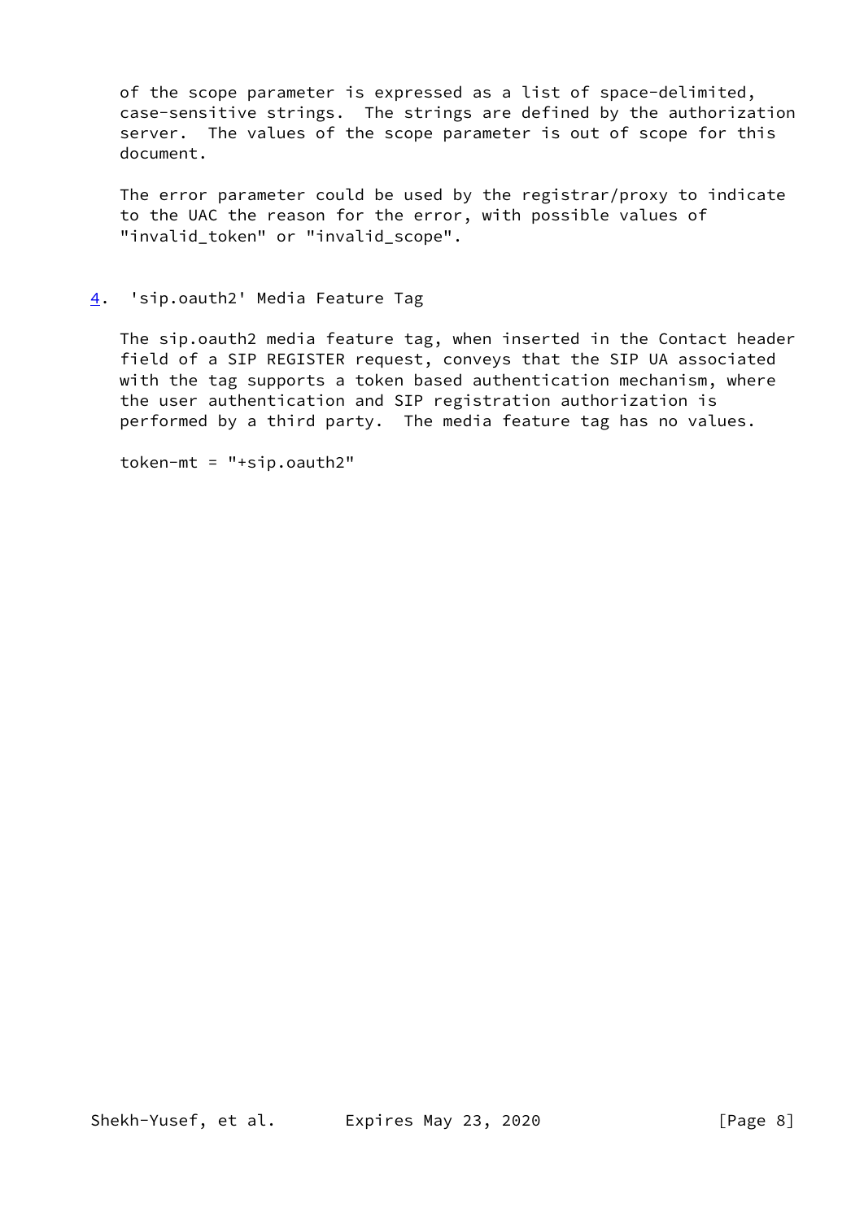of the scope parameter is expressed as a list of space-delimited, case-sensitive strings. The strings are defined by the authorization server. The values of the scope parameter is out of scope for this document.

The error parameter could be used by the registrar/proxy to indicate to the UAC the reason for the error, with possible values of "invalid_token" or "invalid_scope".

## 4. 'sip.oauth2' Media Feature Tag

The sip.oauth2 media feature tag, when inserted in the Contact header field of a SIP REGISTER request, conveys that the SIP UA associated with the tag supports a token based authentication mechanism, where the user authentication and SIP registration authorization is performed by a third party. The media feature tag has no values.

```
token-mt = "+sip.oauth2"
```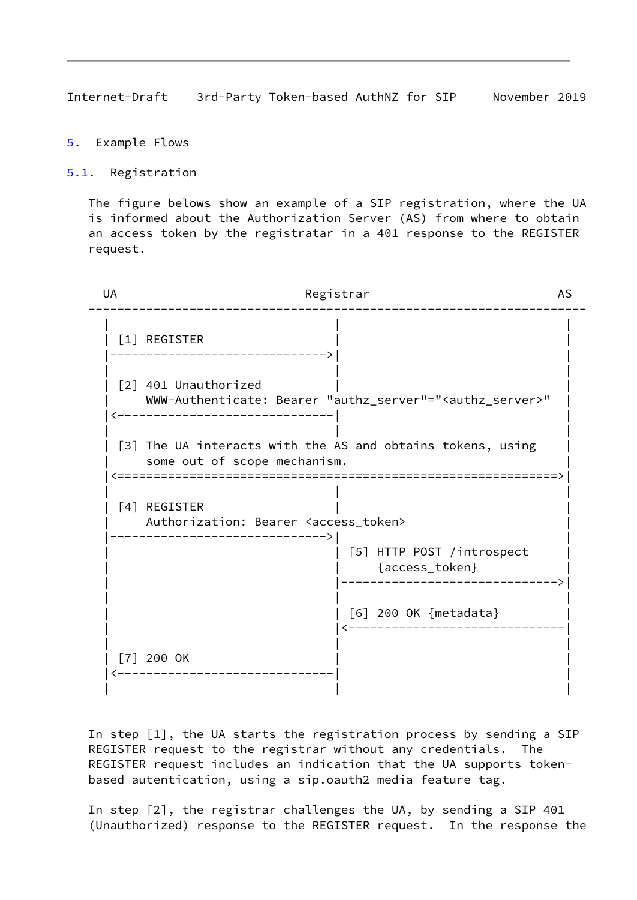## 5. Example Flows

### 5.1. Registration

The figure belows show an example of a SIP registration, where the UA is informed about the Authorization Server (AS) from where to obtain an access token by the registratar in a 401 response to the REGISTER request.

```
  UA                          Registrar                          AS
---------------------------------------------------------------------
  |                               |                               |
  | [1] REGISTER                  |                               |
  |------------------------------>|                               |
  |                               |                               |
  | [2] 401 Unauthorized          |                               |
  |     WWW-Authenticate: Bearer "authz_server"="<authz_server>"  |
  |<------------------------------|                               |
  |                               |                               |
  | [3] The UA interacts with the AS and obtains tokens, using    |
  |     some out of scope mechanism.                              |
  |<=============================================================>|
  |                               |                               |
  | [4] REGISTER                  |                               |
  |     Authorization: Bearer <access_token>                      |
  |------------------------------>|                               |
  |                               | [5] HTTP POST /introspect     |
  |                               |     {access_token}            |
  |                               |------------------------------>|
  |                               |                               |
  |                               | [6] 200 OK {metadata}         |
  |                               |<------------------------------|
  |                               |                               |
  | [7] 200 OK                    |                               |
  |<------------------------------|                               |
  |                               |                               |
```

In step [1], the UA starts the registration process by sending a SIP REGISTER request to the registrar without any credentials. The REGISTER request includes an indication that the UA supports token-based autentication, using a sip.oauth2 media feature tag.

In step [2], the registrar challenges the UA, by sending a SIP 401 (Unauthorized) response to the REGISTER request. In the response the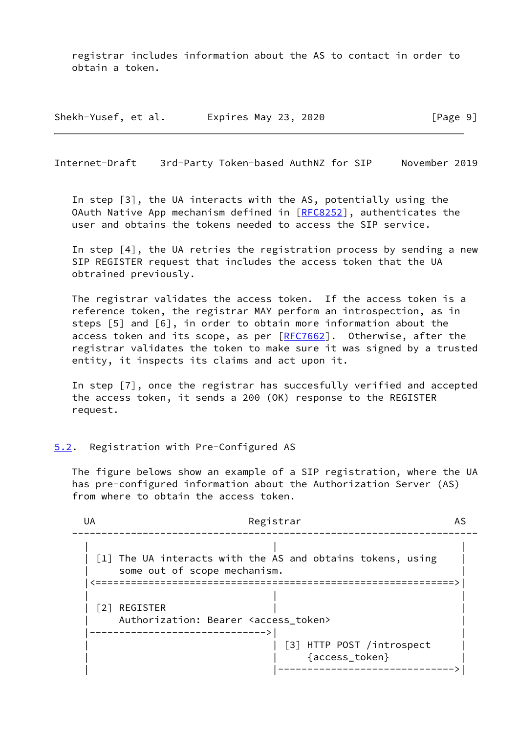registrar includes information about the AS to contact in order to obtain a token.

In step [3], the UA interacts with the AS, potentially using the OAuth Native App mechanism defined in [RFC8252], authenticates the user and obtains the tokens needed to access the SIP service.

In step [4], the UA retries the registration process by sending a new SIP REGISTER request that includes the access token that the UA obtrained previously.

The registrar validates the access token. If the access token is a reference token, the registrar MAY perform an introspection, as in steps [5] and [6], in order to obtain more information about the access token and its scope, as per [RFC7662]. Otherwise, after the registrar validates the token to make sure it was signed by a trusted entity, it inspects its claims and act upon it.

In step [7], once the registrar has succesfully verified and accepted the access token, it sends a 200 (OK) response to the REGISTER request.

### 5.2. Registration with Pre-Configured AS

The figure belows show an example of a SIP registration, where the UA has pre-configured information about the Authorization Server (AS) from where to obtain the access token.

```
  UA                         Registrar                          AS
-------------------------------------------------------------------
   |                             |                               |
   | [1] The UA interacts with the AS and obtains tokens, using  |
   |     some out of scope mechanism.                            |
   |<===========================================================>|
   |                             |                               |
   | [2] REGISTER                |                               |
   |     Authorization: Bearer <access_token>                    |
   |---------------------------->|                               |
   |                             | [3] HTTP POST /introspect     |
   |                             |     {access_token}            |
   |                             |------------------------------>|
```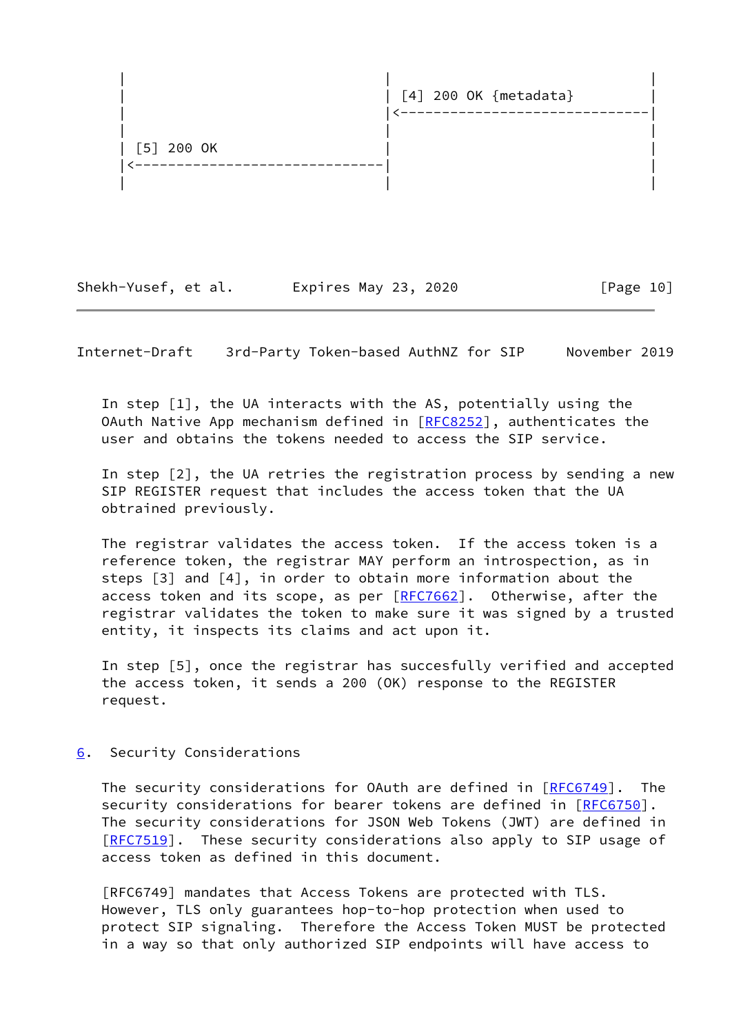```
   |                                 |                                 |
   |                                 | [4] 200 OK {metadata}           |
   |                                 |<--------------------------------|
   |                                 |                                 |
   | [5] 200 OK                      |                                 |
   |<--------------------------------|                                 |
   |                                 |                                 |
```

In step [1], the UA interacts with the AS, potentially using the OAuth Native App mechanism defined in [RFC8252], authenticates the user and obtains the tokens needed to access the SIP service.

In step [2], the UA retries the registration process by sending a new SIP REGISTER request that includes the access token that the UA obtrained previously.

The registrar validates the access token. If the access token is a reference token, the registrar MAY perform an introspection, as in steps [3] and [4], in order to obtain more information about the access token and its scope, as per [RFC7662]. Otherwise, after the registrar validates the token to make sure it was signed by a trusted entity, it inspects its claims and act upon it.

In step [5], once the registrar has succesfully verified and accepted the access token, it sends a 200 (OK) response to the REGISTER request.

## 6. Security Considerations

The security considerations for OAuth are defined in [RFC6749]. The security considerations for bearer tokens are defined in [RFC6750]. The security considerations for JSON Web Tokens (JWT) are defined in [RFC7519]. These security considerations also apply to SIP usage of access token as defined in this document.

[RFC6749] mandates that Access Tokens are protected with TLS. However, TLS only guarantees hop-to-hop protection when used to protect SIP signaling. Therefore the Access Token MUST be protected in a way so that only authorized SIP endpoints will have access to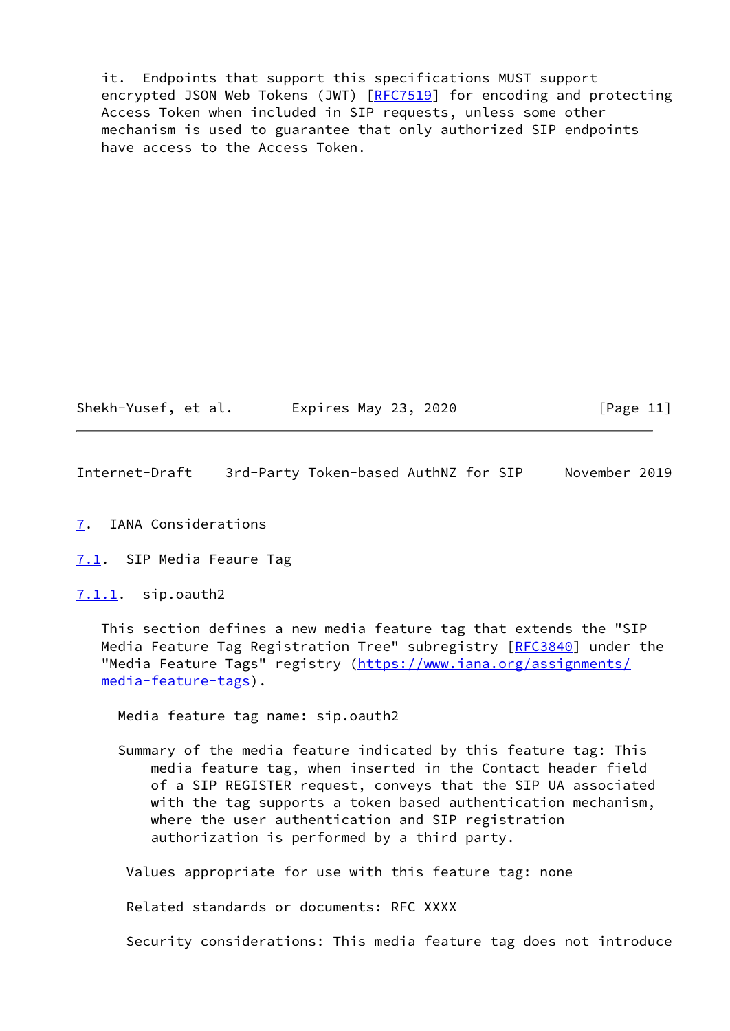it. Endpoints that support this specifications MUST support encrypted JSON Web Tokens (JWT) [RFC7519] for encoding and protecting Access Token when included in SIP requests, unless some other mechanism is used to guarantee that only authorized SIP endpoints have access to the Access Token.

## 7. IANA Considerations

### 7.1. SIP Media Feaure Tag

#### 7.1.1. sip.oauth2

This section defines a new media feature tag that extends the "SIP Media Feature Tag Registration Tree" subregistry [RFC3840] under the "Media Feature Tags" registry (https://www.iana.org/assignments/media-feature-tags).

Media feature tag name: sip.oauth2

Summary of the media feature indicated by this feature tag: This media feature tag, when inserted in the Contact header field of a SIP REGISTER request, conveys that the SIP UA associated with the tag supports a token based authentication mechanism, where the user authentication and SIP registration authorization is performed by a third party.

Values appropriate for use with this feature tag: none

Related standards or documents: RFC XXXX

Security considerations: This media feature tag does not introduce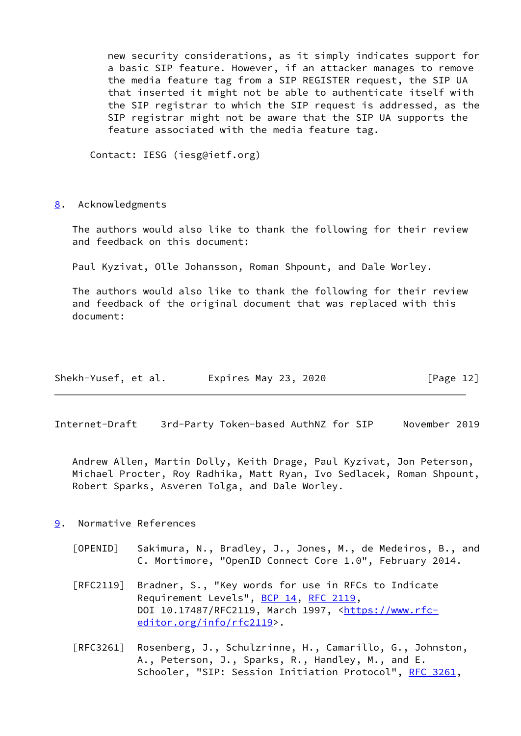new security considerations, as it simply indicates support for a basic SIP feature. However, if an attacker manages to remove the media feature tag from a SIP REGISTER request, the SIP UA that inserted it might not be able to authenticate itself with the SIP registrar to which the SIP request is addressed, as the SIP registrar might not be aware that the SIP UA supports the feature associated with the media feature tag.

Contact: IESG (iesg@ietf.org)

## 8. Acknowledgments

The authors would also like to thank the following for their review and feedback on this document:

Paul Kyzivat, Olle Johansson, Roman Shpount, and Dale Worley.

The authors would also like to thank the following for their review and feedback of the original document that was replaced with this document:

Andrew Allen, Martin Dolly, Keith Drage, Paul Kyzivat, Jon Peterson, Michael Procter, Roy Radhika, Matt Ryan, Ivo Sedlacek, Roman Shpount, Robert Sparks, Asveren Tolga, and Dale Worley.

## 9. Normative References

[OPENID] Sakimura, N., Bradley, J., Jones, M., de Medeiros, B., and C. Mortimore, "OpenID Connect Core 1.0", February 2014.

[RFC2119] Bradner, S., "Key words for use in RFCs to Indicate Requirement Levels", BCP 14, RFC 2119, DOI 10.17487/RFC2119, March 1997, <https://www.rfc-editor.org/info/rfc2119>.

[RFC3261] Rosenberg, J., Schulzrinne, H., Camarillo, G., Johnston, A., Peterson, J., Sparks, R., Handley, M., and E. Schooler, "SIP: Session Initiation Protocol", RFC 3261,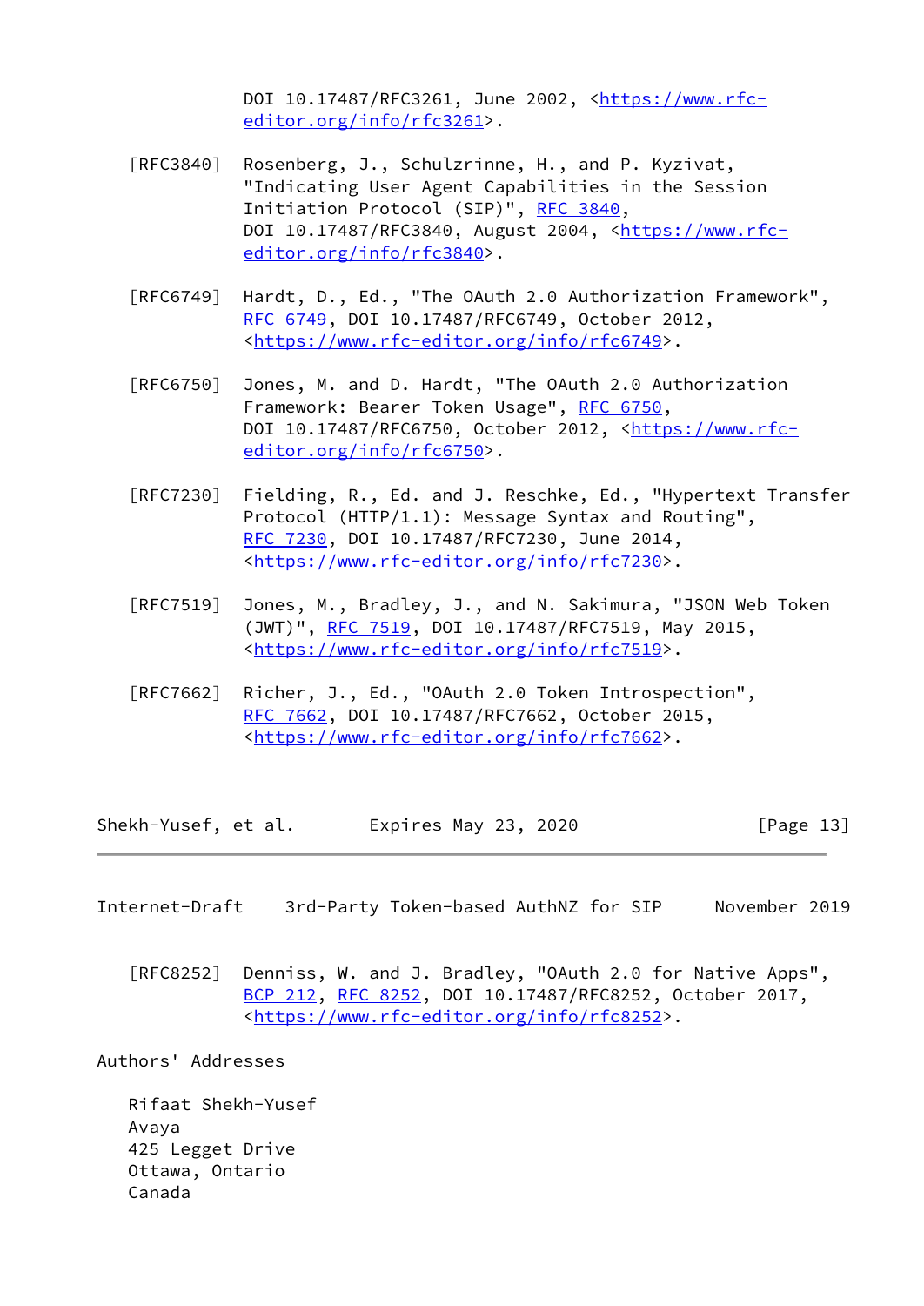DOI 10.17487/RFC3261, June 2002, <https://www.rfc-editor.org/info/rfc3261>.

[RFC3840] Rosenberg, J., Schulzrinne, H., and P. Kyzivat, "Indicating User Agent Capabilities in the Session Initiation Protocol (SIP)", RFC 3840, DOI 10.17487/RFC3840, August 2004, <https://www.rfc-editor.org/info/rfc3840>.

[RFC6749] Hardt, D., Ed., "The OAuth 2.0 Authorization Framework", RFC 6749, DOI 10.17487/RFC6749, October 2012, <https://www.rfc-editor.org/info/rfc6749>.

[RFC6750] Jones, M. and D. Hardt, "The OAuth 2.0 Authorization Framework: Bearer Token Usage", RFC 6750, DOI 10.17487/RFC6750, October 2012, <https://www.rfc-editor.org/info/rfc6750>.

[RFC7230] Fielding, R., Ed. and J. Reschke, Ed., "Hypertext Transfer Protocol (HTTP/1.1): Message Syntax and Routing", RFC 7230, DOI 10.17487/RFC7230, June 2014, <https://www.rfc-editor.org/info/rfc7230>.

[RFC7519] Jones, M., Bradley, J., and N. Sakimura, "JSON Web Token (JWT)", RFC 7519, DOI 10.17487/RFC7519, May 2015, <https://www.rfc-editor.org/info/rfc7519>.

[RFC7662] Richer, J., Ed., "OAuth 2.0 Token Introspection", RFC 7662, DOI 10.17487/RFC7662, October 2015, <https://www.rfc-editor.org/info/rfc7662>.

[RFC8252] Denniss, W. and J. Bradley, "OAuth 2.0 for Native Apps", BCP 212, RFC 8252, DOI 10.17487/RFC8252, October 2017, <https://www.rfc-editor.org/info/rfc8252>.

## Authors' Addresses

Rifaat Shekh-Yusef
Avaya
425 Legget Drive
Ottawa, Ontario
Canada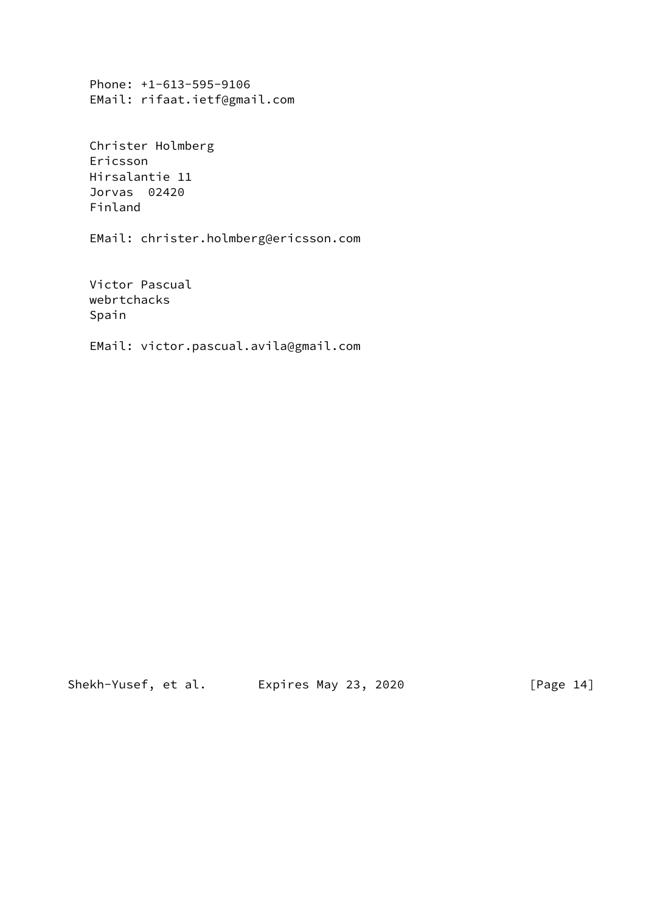Phone: +1-613-595-9106
EMail: rifaat.ietf@gmail.com

Christer Holmberg
Ericsson
Hirsalantie 11
Jorvas  02420
Finland

EMail: christer.holmberg@ericsson.com

Victor Pascual
webrtchacks
Spain

EMail: victor.pascual.avila@gmail.com